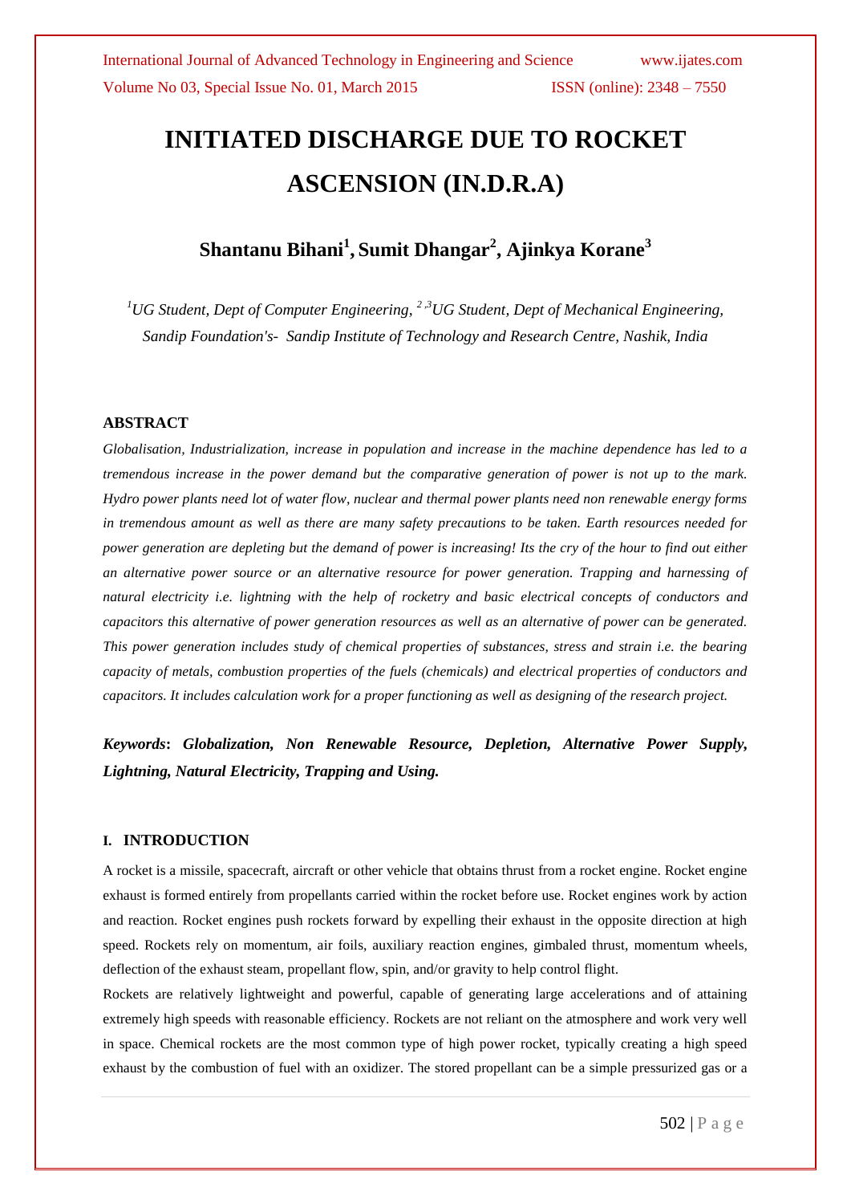# INITIATED DISCHARGE DUE TO ROCKET ASCENSION (IN.D.R.A)

## Shantanu Bihani[1], Sumit Dhangar[2], Ajinkya Korane[3]

*[1]UG Student, Dept of Computer Engineering, [2,3]UG Student, Dept of Mechanical Engineering, Sandip Foundation's- Sandip Institute of Technology and Research Centre, Nashik, India*

### ABSTRACT

*Globalisation, Industrialization, increase in population and increase in the machine dependence has led to a tremendous increase in the power demand but the comparative generation of power is not up to the mark. Hydro power plants need lot of water flow, nuclear and thermal power plants need non renewable energy forms in tremendous amount as well as there are many safety precautions to be taken. Earth resources needed for power generation are depleting but the demand of power is increasing! Its the cry of the hour to find out either an alternative power source or an alternative resource for power generation. Trapping and harnessing of natural electricity i.e. lightning with the help of rocketry and basic electrical concepts of conductors and capacitors this alternative of power generation resources as well as an alternative of power can be generated. This power generation includes study of chemical properties of substances, stress and strain i.e. the bearing capacity of metals, combustion properties of the fuels (chemicals) and electrical properties of conductors and capacitors. It includes calculation work for a proper functioning as well as designing of the research project.*

***Keywords*: *Globalization, Non Renewable Resource, Depletion, Alternative Power Supply, Lightning, Natural Electricity, Trapping and Using.***

### I. INTRODUCTION

A rocket is a missile, spacecraft, aircraft or other vehicle that obtains thrust from a rocket engine. Rocket engine exhaust is formed entirely from propellants carried within the rocket before use. Rocket engines work by action and reaction. Rocket engines push rockets forward by expelling their exhaust in the opposite direction at high speed. Rockets rely on momentum, air foils, auxiliary reaction engines, gimbaled thrust, momentum wheels, deflection of the exhaust steam, propellant flow, spin, and/or gravity to help control flight.

Rockets are relatively lightweight and powerful, capable of generating large accelerations and of attaining extremely high speeds with reasonable efficiency. Rockets are not reliant on the atmosphere and work very well in space. Chemical rockets are the most common type of high power rocket, typically creating a high speed exhaust by the combustion of fuel with an oxidizer. The stored propellant can be a simple pressurized gas or a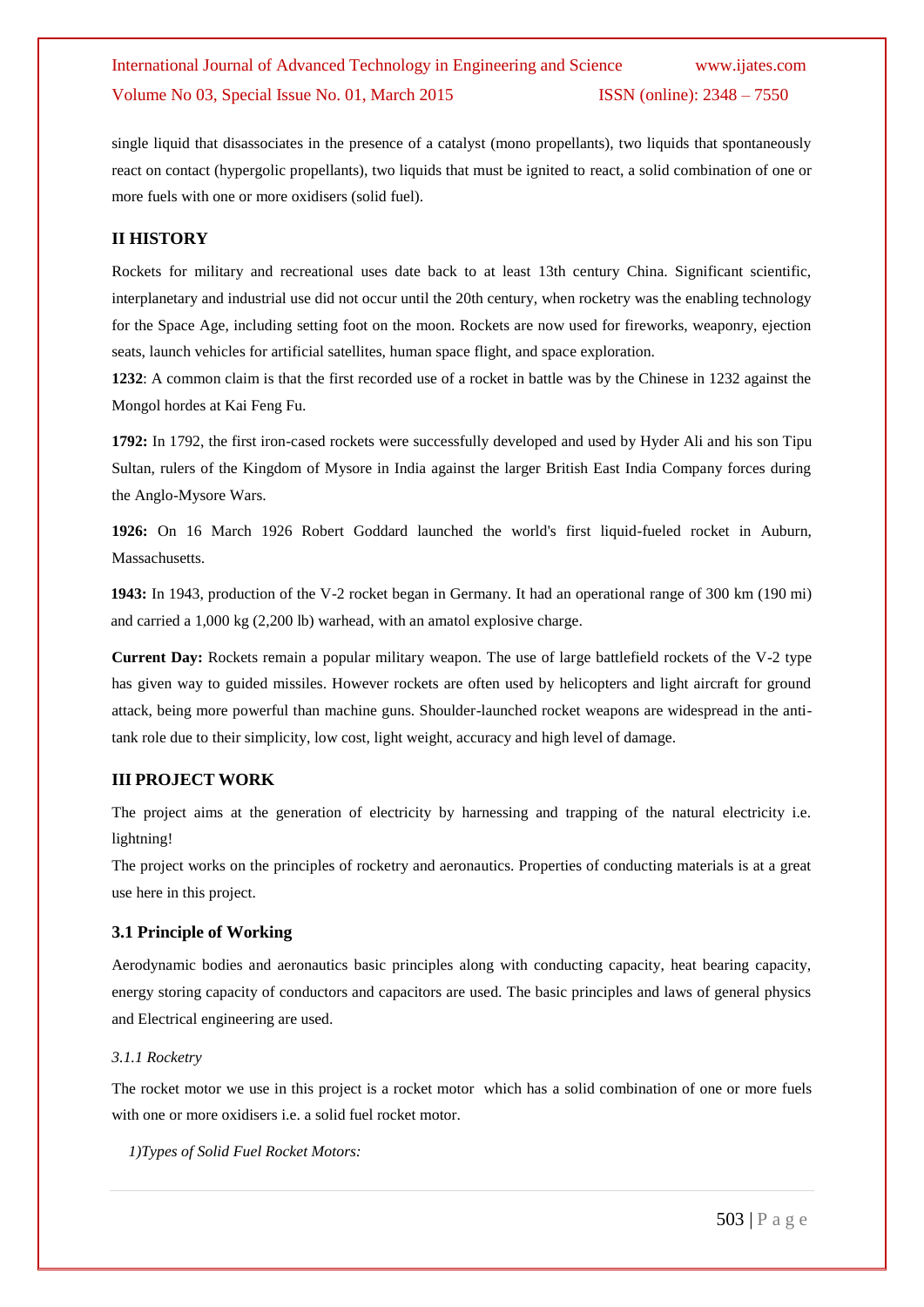single liquid that disassociates in the presence of a catalyst (mono propellants), two liquids that spontaneously react on contact (hypergolic propellants), two liquids that must be ignited to react, a solid combination of one or more fuels with one or more oxidisers (solid fuel).

## II HISTORY

Rockets for military and recreational uses date back to at least 13th century China. Significant scientific, interplanetary and industrial use did not occur until the 20th century, when rocketry was the enabling technology for the Space Age, including setting foot on the moon. Rockets are now used for fireworks, weaponry, ejection seats, launch vehicles for artificial satellites, human space flight, and space exploration.

**1232**: A common claim is that the first recorded use of a rocket in battle was by the Chinese in 1232 against the Mongol hordes at Kai Feng Fu.

**1792:** In 1792, the first iron-cased rockets were successfully developed and used by Hyder Ali and his son Tipu Sultan, rulers of the Kingdom of Mysore in India against the larger British East India Company forces during the Anglo-Mysore Wars.

**1926:** On 16 March 1926 Robert Goddard launched the world's first liquid-fueled rocket in Auburn, Massachusetts.

**1943:** In 1943, production of the V-2 rocket began in Germany. It had an operational range of 300 km (190 mi) and carried a 1,000 kg (2,200 lb) warhead, with an amatol explosive charge.

**Current Day:** Rockets remain a popular military weapon. The use of large battlefield rockets of the V-2 type has given way to guided missiles. However rockets are often used by helicopters and light aircraft for ground attack, being more powerful than machine guns. Shoulder-launched rocket weapons are widespread in the anti-tank role due to their simplicity, low cost, light weight, accuracy and high level of damage.

## III PROJECT WORK

The project aims at the generation of electricity by harnessing and trapping of the natural electricity i.e. lightning!

The project works on the principles of rocketry and aeronautics. Properties of conducting materials is at a great use here in this project.

### 3.1 Principle of Working

Aerodynamic bodies and aeronautics basic principles along with conducting capacity, heat bearing capacity, energy storing capacity of conductors and capacitors are used. The basic principles and laws of general physics and Electrical engineering are used.

#### *3.1.1 Rocketry*

The rocket motor we use in this project is a rocket motor which has a solid combination of one or more fuels with one or more oxidisers i.e. a solid fuel rocket motor.

*1)Types of Solid Fuel Rocket Motors:*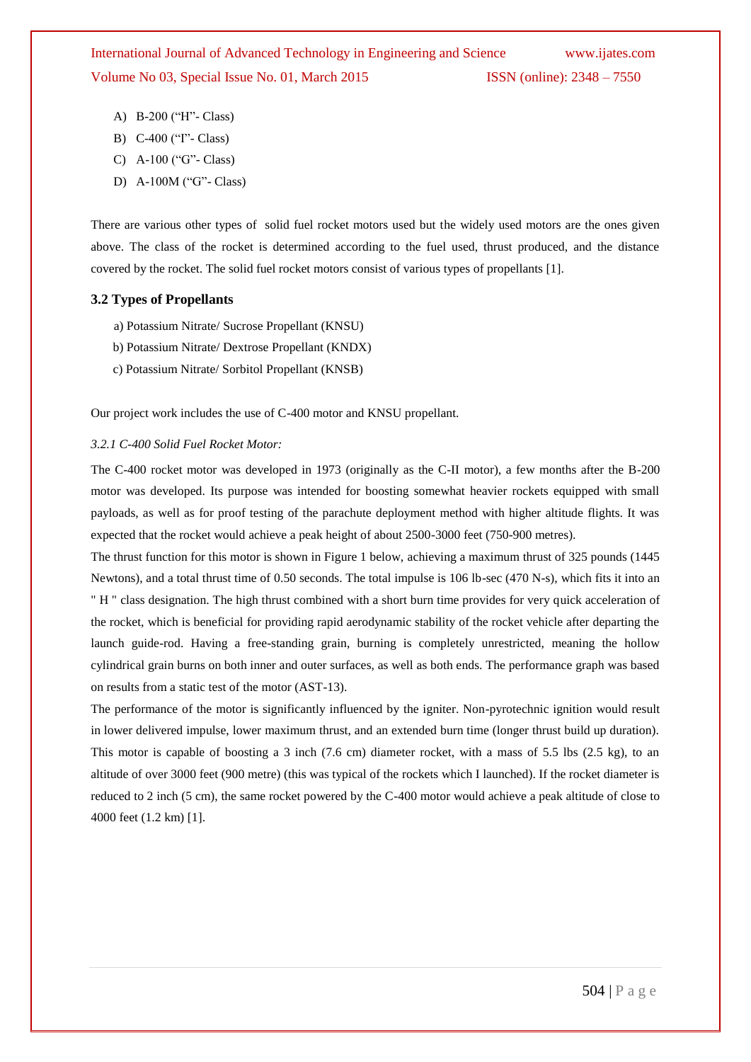A) B-200 (“H”- Class)

B) C-400 (“I”- Class)

C) A-100 (“G”- Class)

D) A-100M (“G”- Class)

There are various other types of solid fuel rocket motors used but the widely used motors are the ones given above. The class of the rocket is determined according to the fuel used, thrust produced, and the distance covered by the rocket. The solid fuel rocket motors consist of various types of propellants [1].

### 3.2 Types of Propellants

a) Potassium Nitrate/ Sucrose Propellant (KNSU)

b) Potassium Nitrate/ Dextrose Propellant (KNDX)

c) Potassium Nitrate/ Sorbitol Propellant (KNSB)

Our project work includes the use of C-400 motor and KNSU propellant.

#### *3.2.1 C-400 Solid Fuel Rocket Motor:*

The C-400 rocket motor was developed in 1973 (originally as the C-II motor), a few months after the B-200 motor was developed. Its purpose was intended for boosting somewhat heavier rockets equipped with small payloads, as well as for proof testing of the parachute deployment method with higher altitude flights. It was expected that the rocket would achieve a peak height of about 2500-3000 feet (750-900 metres).

The thrust function for this motor is shown in Figure 1 below, achieving a maximum thrust of 325 pounds (1445 Newtons), and a total thrust time of 0.50 seconds. The total impulse is 106 lb-sec (470 N-s), which fits it into an " H " class designation. The high thrust combined with a short burn time provides for very quick acceleration of the rocket, which is beneficial for providing rapid aerodynamic stability of the rocket vehicle after departing the launch guide-rod. Having a free-standing grain, burning is completely unrestricted, meaning the hollow cylindrical grain burns on both inner and outer surfaces, as well as both ends. The performance graph was based on results from a static test of the motor (AST-13).

The performance of the motor is significantly influenced by the igniter. Non-pyrotechnic ignition would result in lower delivered impulse, lower maximum thrust, and an extended burn time (longer thrust build up duration). This motor is capable of boosting a 3 inch (7.6 cm) diameter rocket, with a mass of 5.5 lbs (2.5 kg), to an altitude of over 3000 feet (900 metre) (this was typical of the rockets which I launched). If the rocket diameter is reduced to 2 inch (5 cm), the same rocket powered by the C-400 motor would achieve a peak altitude of close to 4000 feet (1.2 km) [1].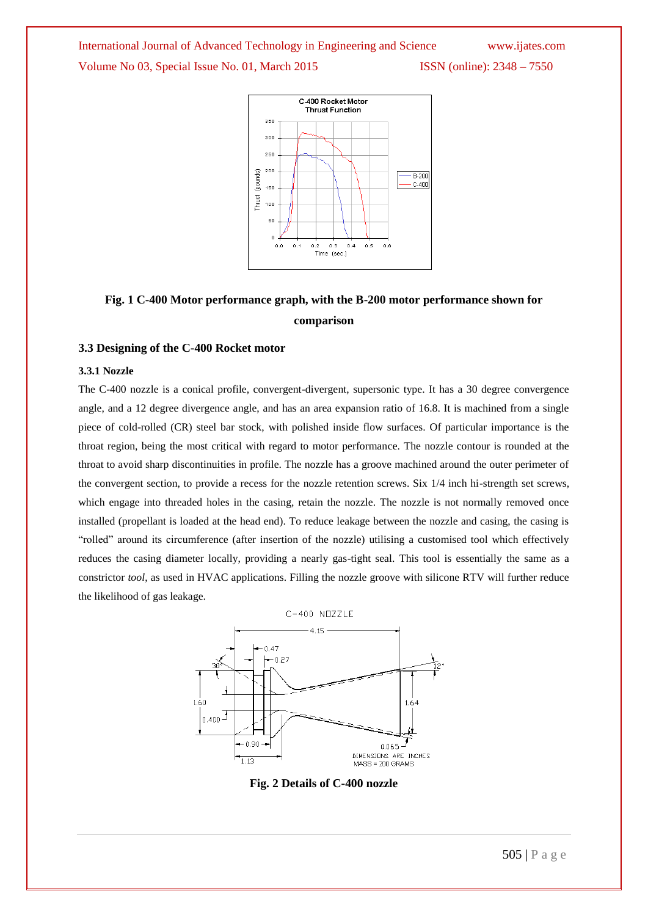**Fig. 1 C-400 Motor performance graph, with the B-200 motor performance shown for comparison**

### 3.3 Designing of the C-400 Rocket motor

#### 3.3.1 Nozzle

The C-400 nozzle is a conical profile, convergent-divergent, supersonic type. It has a 30 degree convergence angle, and a 12 degree divergence angle, and has an area expansion ratio of 16.8. It is machined from a single piece of cold-rolled (CR) steel bar stock, with polished inside flow surfaces. Of particular importance is the throat region, being the most critical with regard to motor performance. The nozzle contour is rounded at the throat to avoid sharp discontinuities in profile. The nozzle has a groove machined around the outer perimeter of the convergent section, to provide a recess for the nozzle retention screws. Six 1/4 inch hi-strength set screws, which engage into threaded holes in the casing, retain the nozzle. The nozzle is not normally removed once installed (propellant is loaded at the head end). To reduce leakage between the nozzle and casing, the casing is "rolled" around its circumference (after insertion of the nozzle) utilising a customised tool which effectively reduces the casing diameter locally, providing a nearly gas-tight seal. This tool is essentially the same as a constrictor *tool*, as used in HVAC applications. Filling the nozzle groove with silicone RTV will further reduce the likelihood of gas leakage.

**Fig. 2 Details of C-400 nozzle**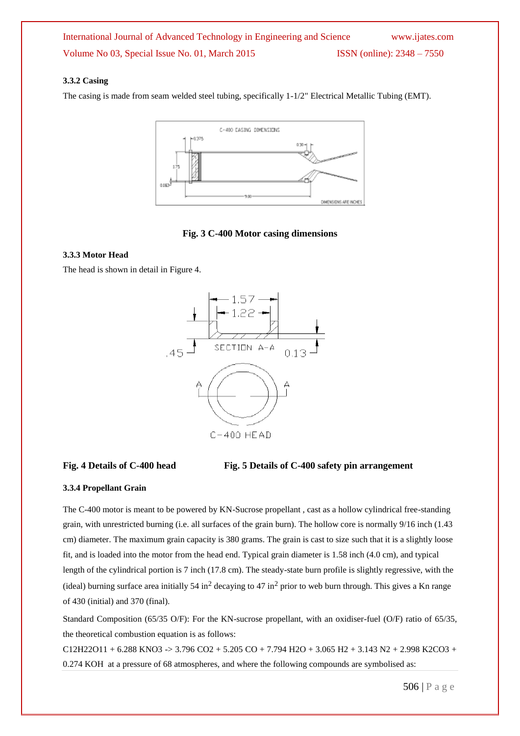#### 3.3.2 Casing

The casing is made from seam welded steel tubing, specifically 1-1/2" Electrical Metallic Tubing (EMT).

**Fig. 3 C-400 Motor casing dimensions**

#### 3.3.3 Motor Head

The head is shown in detail in Figure 4.

**Fig. 4 Details of C-400 head** **Fig. 5 Details of C-400 safety pin arrangement**

#### 3.3.4 Propellant Grain

The C-400 motor is meant to be powered by KN-Sucrose propellant , cast as a hollow cylindrical free-standing grain, with unrestricted burning (i.e. all surfaces of the grain burn). The hollow core is normally 9/16 inch (1.43 cm) diameter. The maximum grain capacity is 380 grams. The grain is cast to size such that it is a slightly loose fit, and is loaded into the motor from the head end. Typical grain diameter is 1.58 inch (4.0 cm), and typical length of the cylindrical portion is 7 inch (17.8 cm). The steady-state burn profile is slightly regressive, with the (ideal) burning surface area initially 54 $in^2$ decaying to 47 $in^2$ prior to web burn through. This gives a Kn range of 430 (initial) and 370 (final).

Standard Composition (65/35 O/F): For the KN-sucrose propellant, with an oxidiser-fuel (O/F) ratio of 65/35, the theoretical combustion equation is as follows:

$C_{12}H_{22}O_{11} + 6.288\ KNO_3 \rightarrow 3.796\ CO_2 + 5.205\ CO + 7.794\ H_2O + 3.065\ H_2 + 3.143\ N_2 + 2.998\ K_2CO_3 + 0.274\ KOH$ at a pressure of 68 atmospheres, and where the following compounds are symbolised as: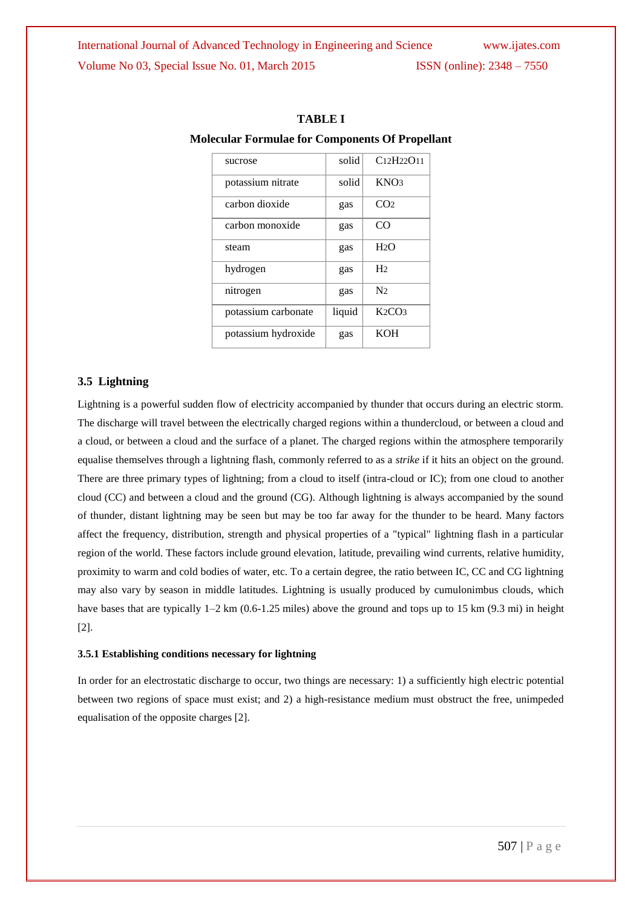**TABLE I**

**Molecular Formulae for Components Of Propellant**

| | | |
|---|---|---|
| sucrose | solid | $C_{12}H_{22}O_{11}$ |
| potassium nitrate | solid | $KNO_3$ |
| carbon dioxide | gas | $CO_2$ |
| carbon monoxide | gas | $CO$ |
| steam | gas | $H_2O$ |
| hydrogen | gas | $H_2$ |
| nitrogen | gas | $N_2$ |
| potassium carbonate | liquid | $K_2CO_3$ |
| potassium hydroxide | gas | $KOH$ |

### 3.5 Lightning

Lightning is a powerful sudden flow of electricity accompanied by thunder that occurs during an electric storm. The discharge will travel between the electrically charged regions within a thundercloud, or between a cloud and a cloud, or between a cloud and the surface of a planet. The charged regions within the atmosphere temporarily equalise themselves through a lightning flash, commonly referred to as a *strike* if it hits an object on the ground. There are three primary types of lightning; from a cloud to itself (intra-cloud or IC); from one cloud to another cloud (CC) and between a cloud and the ground (CG). Although lightning is always accompanied by the sound of thunder, distant lightning may be seen but may be too far away for the thunder to be heard. Many factors affect the frequency, distribution, strength and physical properties of a "typical" lightning flash in a particular region of the world. These factors include ground elevation, latitude, prevailing wind currents, relative humidity, proximity to warm and cold bodies of water, etc. To a certain degree, the ratio between IC, CC and CG lightning may also vary by season in middle latitudes. Lightning is usually produced by cumulonimbus clouds, which have bases that are typically 1–2 km (0.6-1.25 miles) above the ground and tops up to 15 km (9.3 mi) in height [2].

#### 3.5.1 Establishing conditions necessary for lightning

In order for an electrostatic discharge to occur, two things are necessary: 1) a sufficiently high electric potential between two regions of space must exist; and 2) a high-resistance medium must obstruct the free, unimpeded equalisation of the opposite charges [2].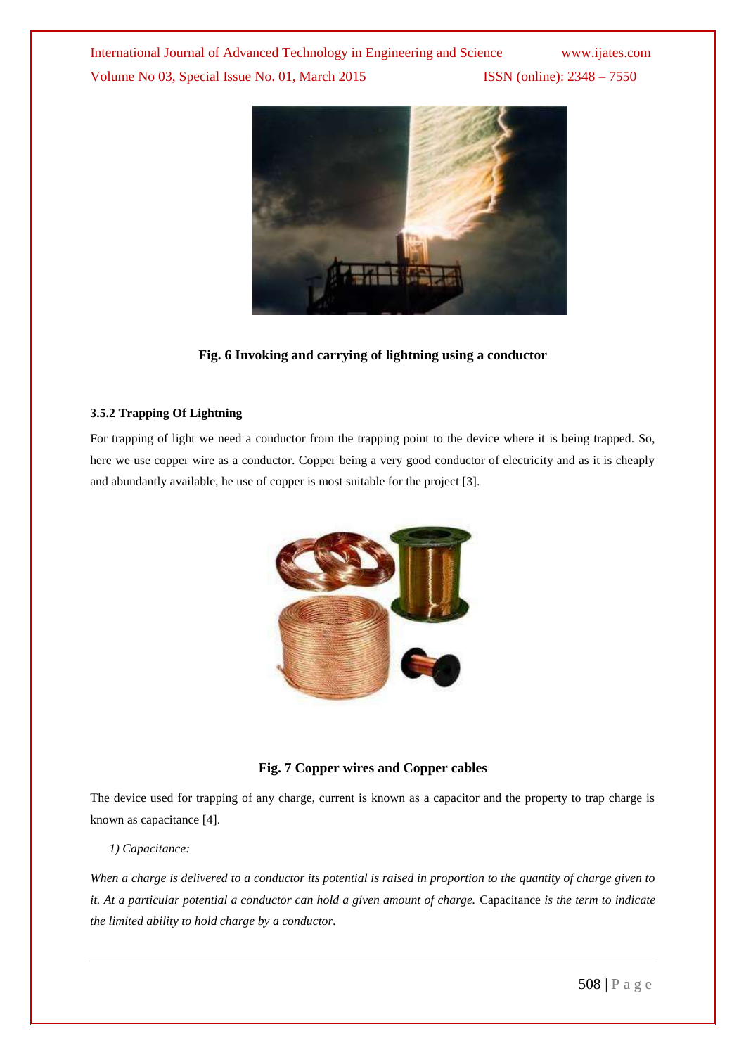**Fig. 6 Invoking and carrying of lightning using a conductor**

#### 3.5.2 Trapping Of Lightning

For trapping of light we need a conductor from the trapping point to the device where it is being trapped. So, here we use copper wire as a conductor. Copper being a very good conductor of electricity and as it is cheaply and abundantly available, he use of copper is most suitable for the project [3].

**Fig. 7 Copper wires and Copper cables**

The device used for trapping of any charge, current is known as a capacitor and the property to trap charge is known as capacitance [4].

*1) Capacitance:*

*When a charge is delivered to a conductor its potential is raised in proportion to the quantity of charge given to it. At a particular potential a conductor can hold a given amount of charge.* Capacitance *is the term to indicate the limited ability to hold charge by a conductor.*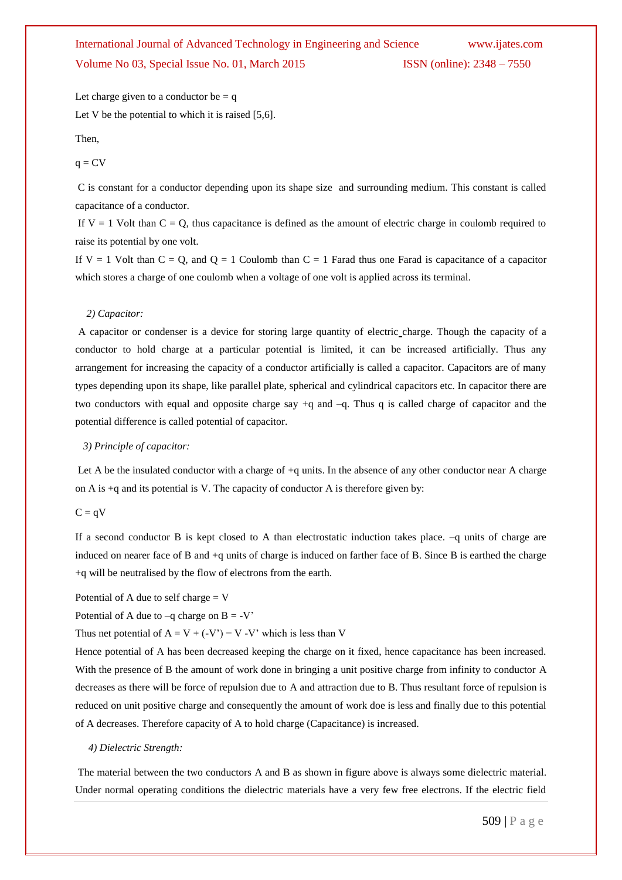Let charge given to a conductor be = q

Let V be the potential to which it is raised [5,6].

Then,

$q = CV$

C is constant for a conductor depending upon its shape size and surrounding medium. This constant is called capacitance of a conductor.

If V = 1 Volt than C = Q, thus capacitance is defined as the amount of electric charge in coulomb required to raise its potential by one volt.

If V = 1 Volt than C = Q, and Q = 1 Coulomb than C = 1 Farad thus one Farad is capacitance of a capacitor which stores a charge of one coulomb when a voltage of one volt is applied across its terminal.

*2) Capacitor:*

A capacitor or condenser is a device for storing large quantity of electric charge. Though the capacity of a conductor to hold charge at a particular potential is limited, it can be increased artificially. Thus any arrangement for increasing the capacity of a conductor artificially is called a capacitor. Capacitors are of many types depending upon its shape, like parallel plate, spherical and cylindrical capacitors etc. In capacitor there are two conductors with equal and opposite charge say +q and –q. Thus q is called charge of capacitor and the potential difference is called potential of capacitor.

*3) Principle of capacitor:*

Let A be the insulated conductor with a charge of +q units. In the absence of any other conductor near A charge on A is +q and its potential is V. The capacity of conductor A is therefore given by:

$C = qV$

If a second conductor B is kept closed to A than electrostatic induction takes place. –q units of charge are induced on nearer face of B and +q units of charge is induced on farther face of B. Since B is earthed the charge +q will be neutralised by the flow of electrons from the earth.

Potential of A due to self charge = V

Potential of A due to –q charge on B = -V'

Thus net potential of A = V + (-V') = V -V' which is less than V

Hence potential of A has been decreased keeping the charge on it fixed, hence capacitance has been increased. With the presence of B the amount of work done in bringing a unit positive charge from infinity to conductor A decreases as there will be force of repulsion due to A and attraction due to B. Thus resultant force of repulsion is reduced on unit positive charge and consequently the amount of work doe is less and finally due to this potential of A decreases. Therefore capacity of A to hold charge (Capacitance) is increased.

*4) Dielectric Strength:*

The material between the two conductors A and B as shown in figure above is always some dielectric material. Under normal operating conditions the dielectric materials have a very few free electrons. If the electric field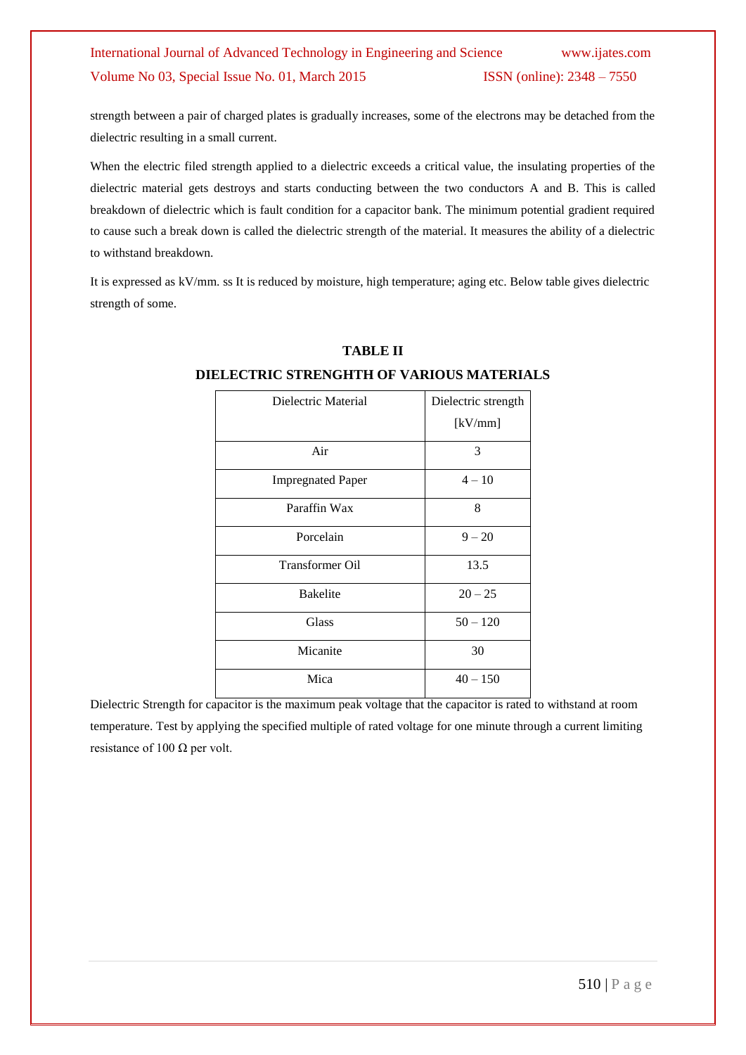strength between a pair of charged plates is gradually increases, some of the electrons may be detached from the dielectric resulting in a small current.

When the electric filed strength applied to a dielectric exceeds a critical value, the insulating properties of the dielectric material gets destroys and starts conducting between the two conductors A and B. This is called breakdown of dielectric which is fault condition for a capacitor bank. The minimum potential gradient required to cause such a break down is called the dielectric strength of the material. It measures the ability of a dielectric to withstand breakdown.

It is expressed as kV/mm. ss It is reduced by moisture, high temperature; aging etc. Below table gives dielectric strength of some.

**TABLE II**

**DIELECTRIC STRENGHTH OF VARIOUS MATERIALS**

| Dielectric Material | Dielectric strength [kV/mm] |
|---|---|
| Air | 3 |
| Impregnated Paper | 4 – 10 |
| Paraffin Wax | 8 |
| Porcelain | 9 – 20 |
| Transformer Oil | 13.5 |
| Bakelite | 20 – 25 |
| Glass | 50 – 120 |
| Micanite | 30 |
| Mica | 40 – 150 |

Dielectric Strength for capacitor is the maximum peak voltage that the capacitor is rated to withstand at room temperature. Test by applying the specified multiple of rated voltage for one minute through a current limiting resistance of 100 Ω per volt.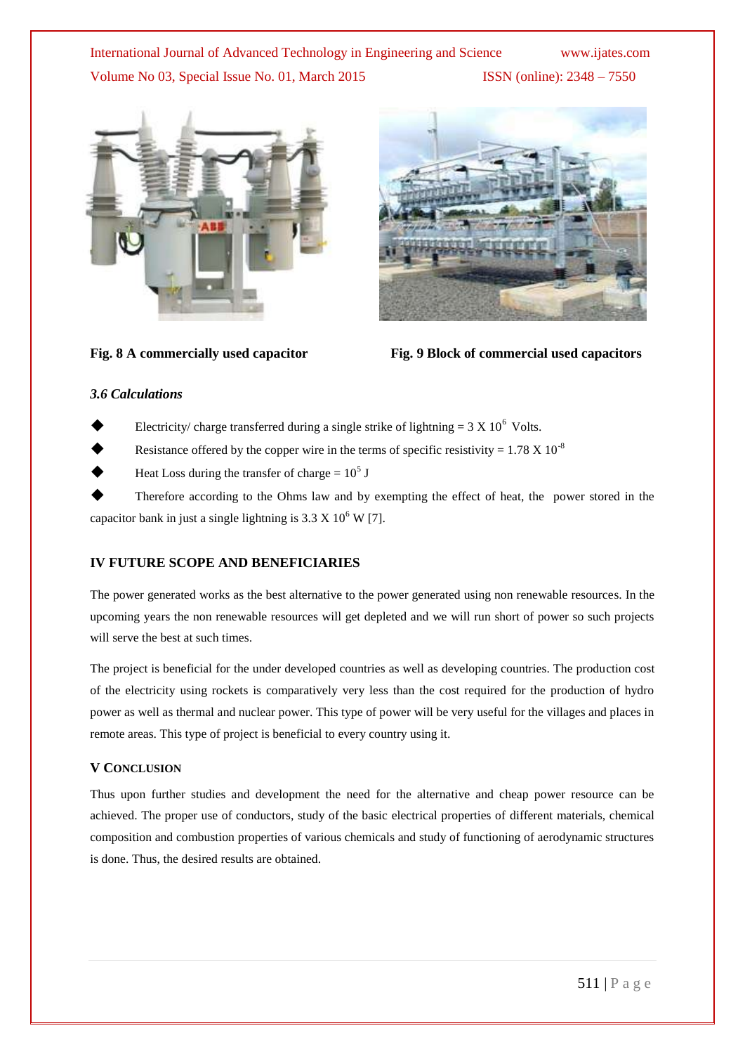Fig. 8 A commercially used capacitor

Fig. 9 Block of commercial used capacitors

### *3.6 Calculations*

- Electricity/ charge transferred during a single strike of lightning = $3 \times 10^{6}$ Volts.
- Resistance offered by the copper wire in the terms of specific resistivity = $1.78 \times 10^{-8}$
- Heat Loss during the transfer of charge = $10^{5}$ J
- Therefore according to the Ohms law and by exempting the effect of heat, the power stored in the capacitor bank in just a single lightning is $3.3 \times 10^{6}$ W [7].

## IV FUTURE SCOPE AND BENEFICIARIES

The power generated works as the best alternative to the power generated using non renewable resources. In the upcoming years the non renewable resources will get depleted and we will run short of power so such projects will serve the best at such times.

The project is beneficial for the under developed countries as well as developing countries. The production cost of the electricity using rockets is comparatively very less than the cost required for the production of hydro power as well as thermal and nuclear power. This type of power will be very useful for the villages and places in remote areas. This type of project is beneficial to every country using it.

## V CONCLUSION

Thus upon further studies and development the need for the alternative and cheap power resource can be achieved. The proper use of conductors, study of the basic electrical properties of different materials, chemical composition and combustion properties of various chemicals and study of functioning of aerodynamic structures is done. Thus, the desired results are obtained.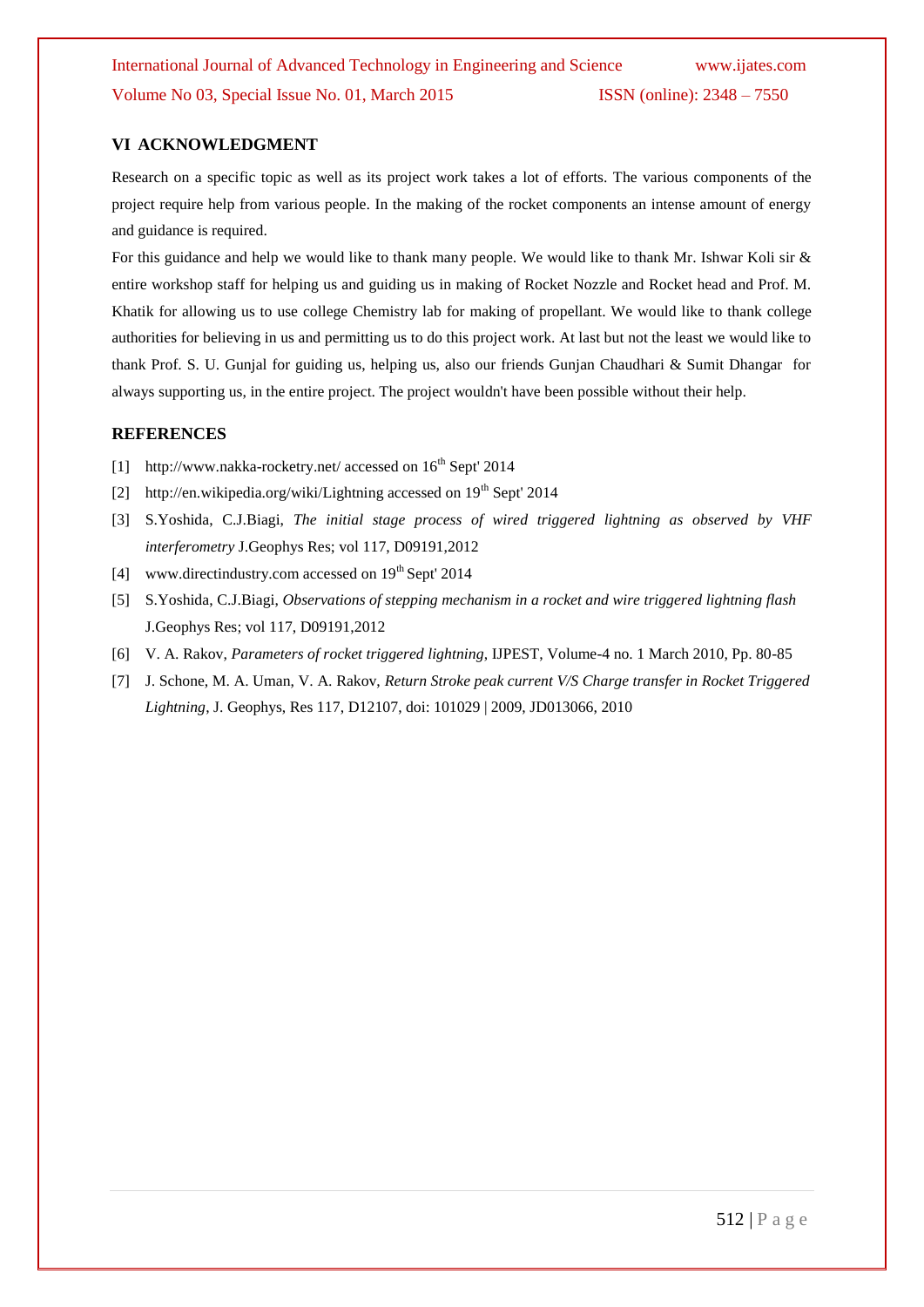## VI ACKNOWLEDGMENT

Research on a specific topic as well as its project work takes a lot of efforts. The various components of the project require help from various people. In the making of the rocket components an intense amount of energy and guidance is required.

For this guidance and help we would like to thank many people. We would like to thank Mr. Ishwar Koli sir & entire workshop staff for helping us and guiding us in making of Rocket Nozzle and Rocket head and Prof. M. Khatik for allowing us to use college Chemistry lab for making of propellant. We would like to thank college authorities for believing in us and permitting us to do this project work. At last but not the least we would like to thank Prof. S. U. Gunjal for guiding us, helping us, also our friends Gunjan Chaudhari & Sumit Dhangar for always supporting us, in the entire project. The project wouldn't have been possible without their help.

## REFERENCES

[1] http://www.nakka-rocketry.net/ accessed on 16th Sept' 2014

[2] http://en.wikipedia.org/wiki/Lightning accessed on 19th Sept' 2014

[3] S.Yoshida, C.J.Biagi, *The initial stage process of wired triggered lightning as observed by VHF interferometry* J.Geophys Res; vol 117, D09191,2012

[4] www.directindustry.com accessed on 19th Sept' 2014

[5] S.Yoshida, C.J.Biagi, *Observations of stepping mechanism in a rocket and wire triggered lightning flash* J.Geophys Res; vol 117, D09191,2012

[6] V. A. Rakov, *Parameters of rocket triggered lightning*, IJPEST, Volume-4 no. 1 March 2010, Pp. 80-85

[7] J. Schone, M. A. Uman, V. A. Rakov, *Return Stroke peak current V/S Charge transfer in Rocket Triggered Lightning*, J. Geophys, Res 117, D12107, doi: 101029 | 2009, JD013066, 2010